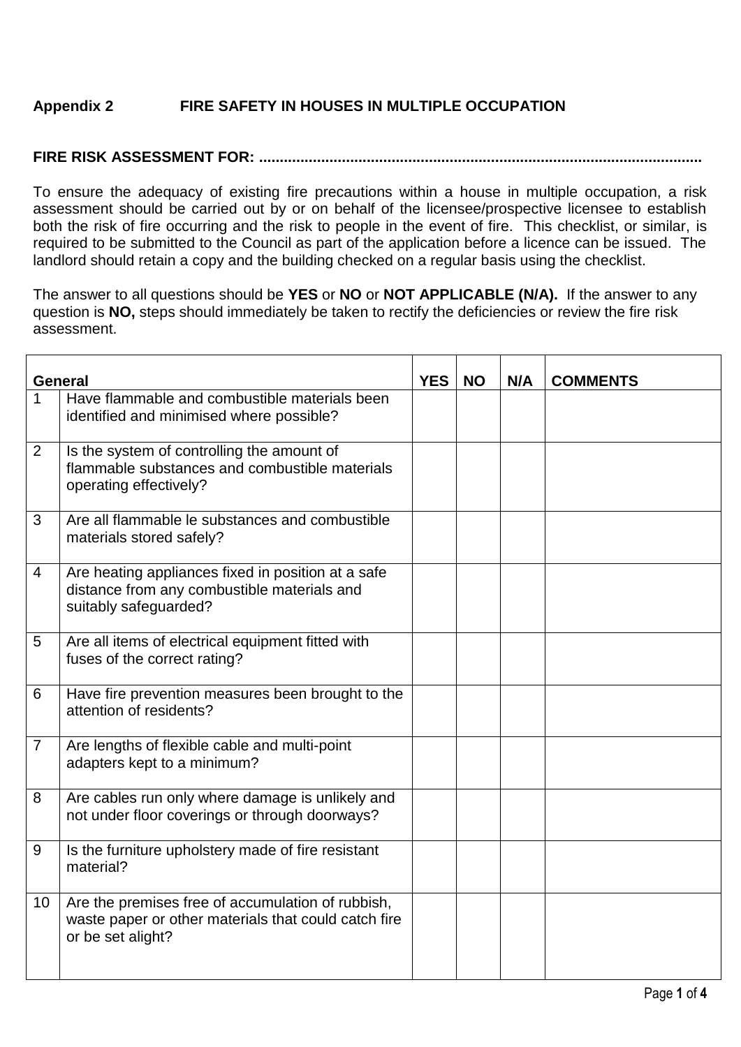## Appendix 2 FIRE SAFETY IN HOUSES IN MULTIPLE OCCUPATION

**FIRE RISK ASSESSMENT FOR: ........................................................................................................**

To ensure the adequacy of existing fire precautions within a house in multiple occupation, a risk assessment should be carried out by or on behalf of the licensee/prospective licensee to establish both the risk of fire occurring and the risk to people in the event of fire. This checklist, or similar, is required to be submitted to the Council as part of the application before a licence can be issued. The landlord should retain a copy and the building checked on a regular basis using the checklist.

The answer to all questions should be **YES** or **NO** or **NOT APPLICABLE (N/A).** If the answer to any question is **NO,** steps should immediately be taken to rectify the deficiencies or review the fire risk assessment.

| **General** | | **YES** | **NO** | **N/A** | **COMMENTS** |
|---|---|---|---|---|---|
| 1 | Have flammable and combustible materials been identified and minimised where possible? | | | | |
| 2 | Is the system of controlling the amount of flammable substances and combustible materials operating effectively? | | | | |
| 3 | Are all flammable le substances and combustible materials stored safely? | | | | |
| 4 | Are heating appliances fixed in position at a safe distance from any combustible materials and suitably safeguarded? | | | | |
| 5 | Are all items of electrical equipment fitted with fuses of the correct rating? | | | | |
| 6 | Have fire prevention measures been brought to the attention of residents? | | | | |
| 7 | Are lengths of flexible cable and multi-point adapters kept to a minimum? | | | | |
| 8 | Are cables run only where damage is unlikely and not under floor coverings or through doorways? | | | | |
| 9 | Is the furniture upholstery made of fire resistant material? | | | | |
| 10 | Are the premises free of accumulation of rubbish, waste paper or other materials that could catch fire or be set alight? | | | | |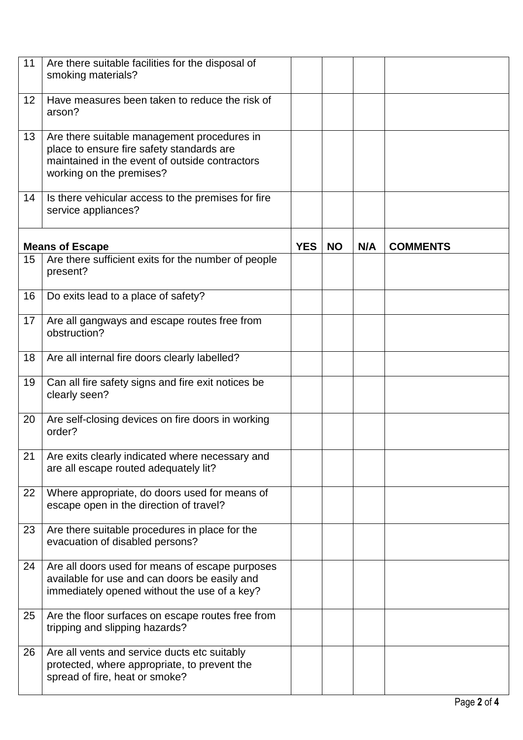| | | | | | |
|---|---|---|---|---|---|
| 11 | Are there suitable facilities for the disposal of smoking materials? | | | | |
| 12 | Have measures been taken to reduce the risk of arson? | | | | |
| 13 | Are there suitable management procedures in place to ensure fire safety standards are maintained in the event of outside contractors working on the premises? | | | | |
| 14 | Is there vehicular access to the premises for fire service appliances? | | | | |
| **Means of Escape** | | **YES** | **NO** | **N/A** | **COMMENTS** |
| 15 | Are there sufficient exits for the number of people present? | | | | |
| 16 | Do exits lead to a place of safety? | | | | |
| 17 | Are all gangways and escape routes free from obstruction? | | | | |
| 18 | Are all internal fire doors clearly labelled? | | | | |
| 19 | Can all fire safety signs and fire exit notices be clearly seen? | | | | |
| 20 | Are self-closing devices on fire doors in working order? | | | | |
| 21 | Are exits clearly indicated where necessary and are all escape routed adequately lit? | | | | |
| 22 | Where appropriate, do doors used for means of escape open in the direction of travel? | | | | |
| 23 | Are there suitable procedures in place for the evacuation of disabled persons? | | | | |
| 24 | Are all doors used for means of escape purposes available for use and can doors be easily and immediately opened without the use of a key? | | | | |
| 25 | Are the floor surfaces on escape routes free from tripping and slipping hazards? | | | | |
| 26 | Are all vents and service ducts etc suitably protected, where appropriate, to prevent the spread of fire, heat or smoke? | | | | |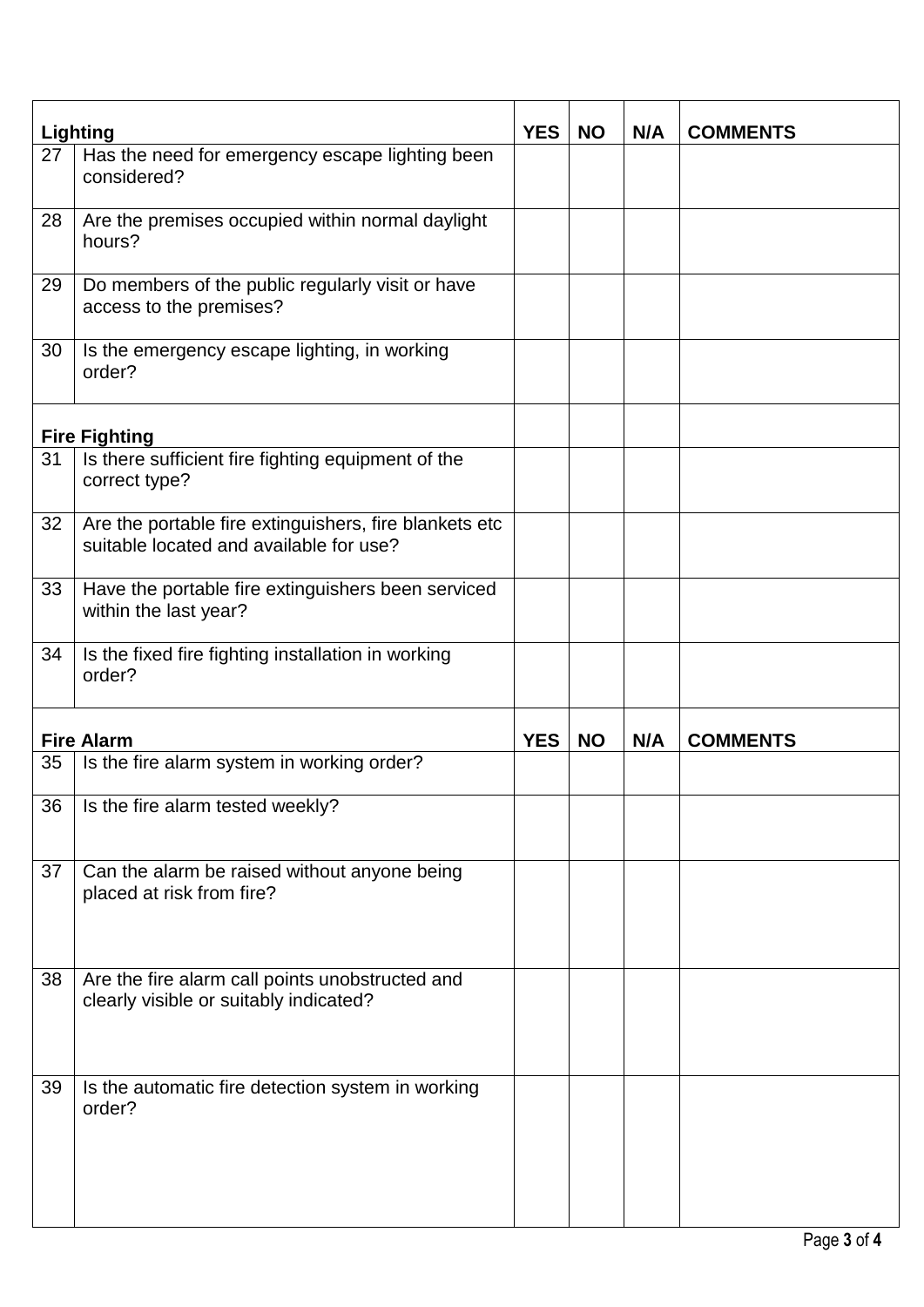| Lighting | | YES | NO | N/A | COMMENTS |
|---|---|---|---|---|---|
| 27 | Has the need for emergency escape lighting been considered? | | | | |
| 28 | Are the premises occupied within normal daylight hours? | | | | |
| 29 | Do members of the public regularly visit or have access to the premises? | | | | |
| 30 | Is the emergency escape lighting, in working order? | | | | |
| **Fire Fighting** | | | | | |
| 31 | Is there sufficient fire fighting equipment of the correct type? | | | | |
| 32 | Are the portable fire extinguishers, fire blankets etc suitable located and available for use? | | | | |
| 33 | Have the portable fire extinguishers been serviced within the last year? | | | | |
| 34 | Is the fixed fire fighting installation in working order? | | | | |

| Fire Alarm | | YES | NO | N/A | COMMENTS |
|---|---|---|---|---|---|
| 35 | Is the fire alarm system in working order? | | | | |
| 36 | Is the fire alarm tested weekly? | | | | |
| 37 | Can the alarm be raised without anyone being placed at risk from fire? | | | | |
| 38 | Are the fire alarm call points unobstructed and clearly visible or suitably indicated? | | | | |
| 39 | Is the automatic fire detection system in working order? | | | | |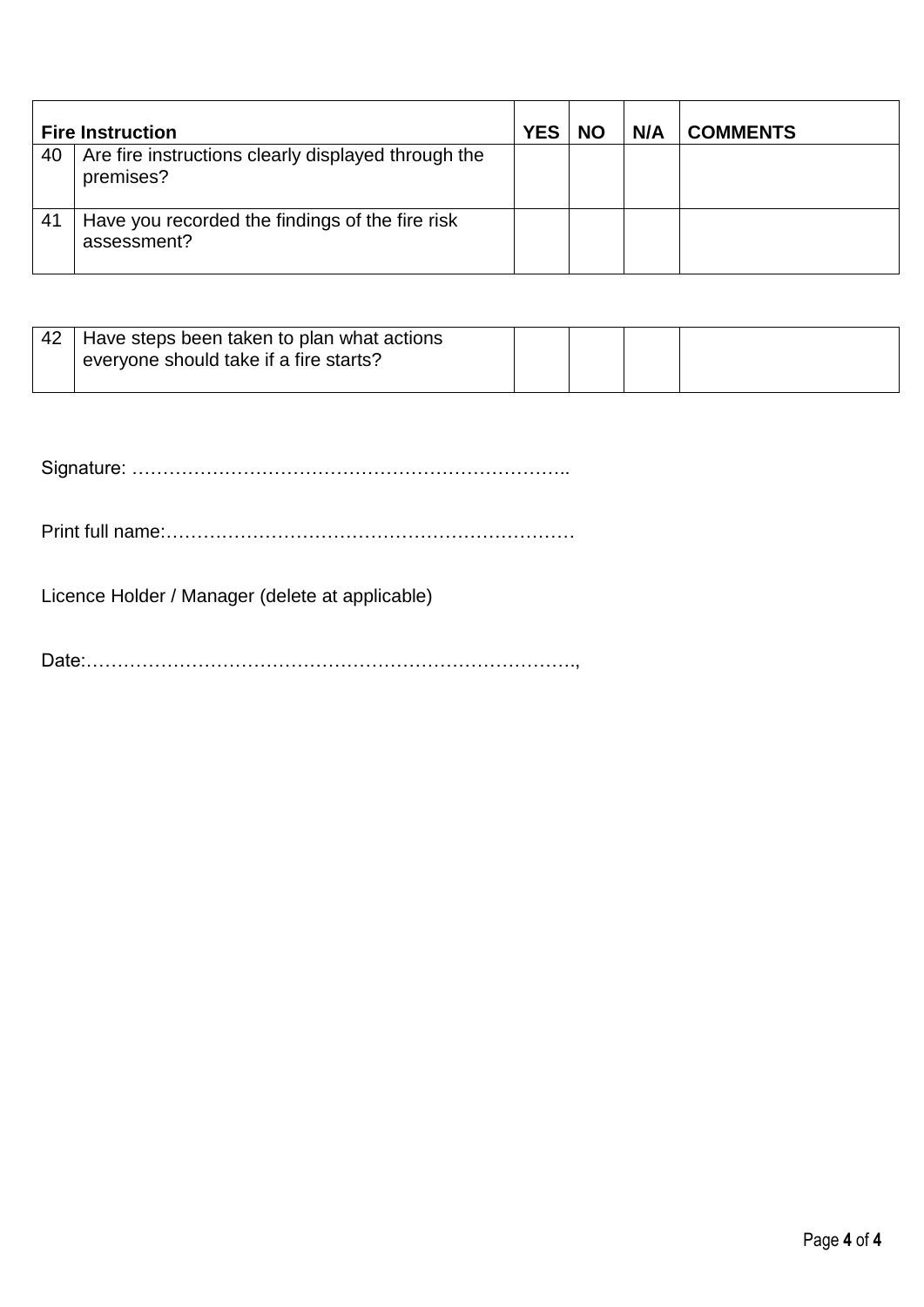| Fire Instruction | | YES | NO | N/A | COMMENTS |
|---|---|---|---|---|---|
| 40 | Are fire instructions clearly displayed through the premises? | | | | |
| 41 | Have you recorded the findings of the fire risk assessment? | | | | |
| 42 | Have steps been taken to plan what actions everyone should take if a fire starts? | | | | |

Signature: ……………………………………………………………..

Print full name:…………………………………………………………

Licence Holder / Manager (delete at applicable)

Date:…………………………………………………………………….,